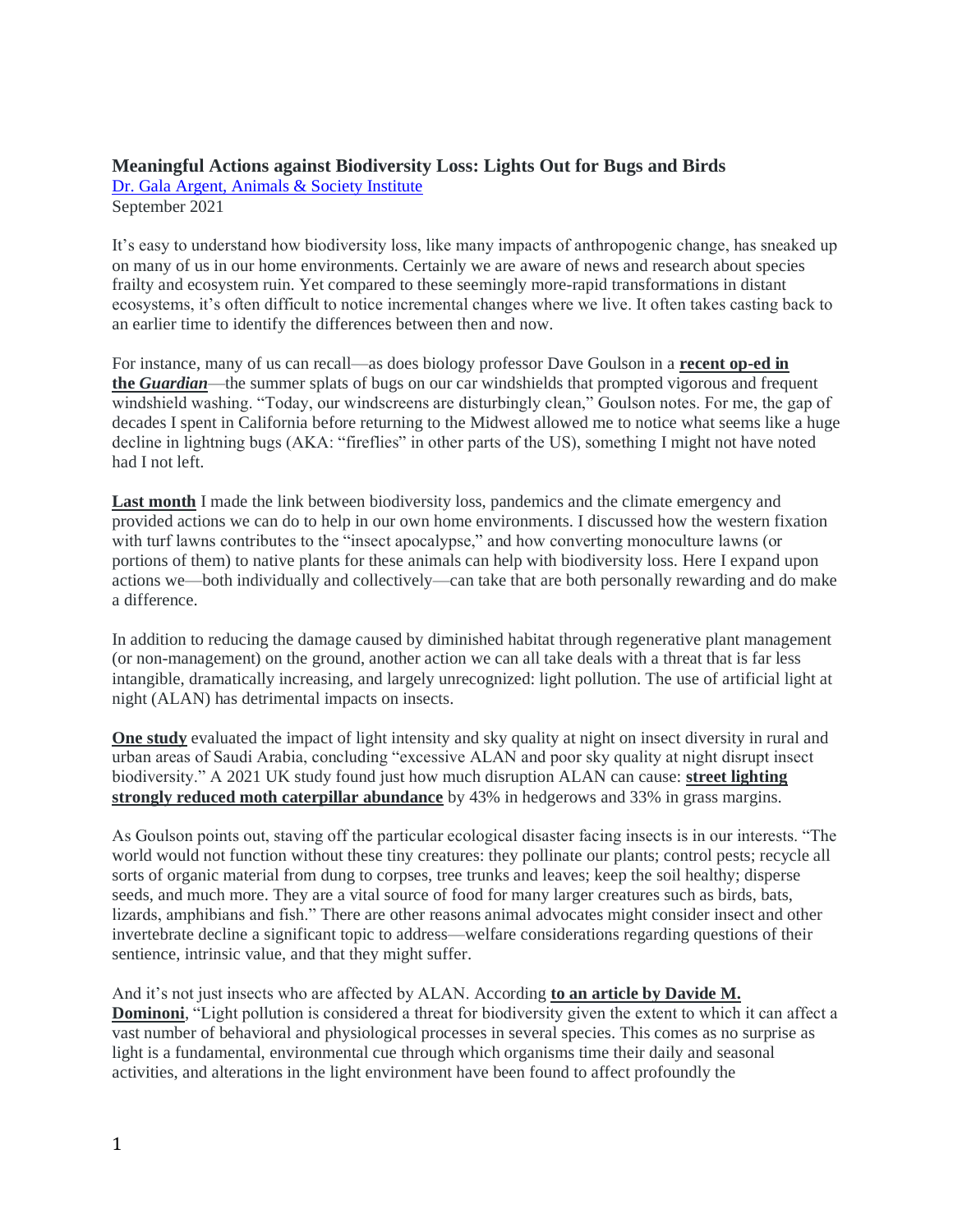# Meaningful Actions against Biodiversity Loss: Lights Out for Bugs and Birds

Dr. Gala Argent, Animals & Society Institute
September 2021

It's easy to understand how biodiversity loss, like many impacts of anthropogenic change, has sneaked up on many of us in our home environments. Certainly we are aware of news and research about species frailty and ecosystem ruin. Yet compared to these seemingly more-rapid transformations in distant ecosystems, it's often difficult to notice incremental changes where we live. It often takes casting back to an earlier time to identify the differences between then and now.

For instance, many of us can recall—as does biology professor Dave Goulson in a **recent op-ed in the *Guardian***—the summer splats of bugs on our car windshields that prompted vigorous and frequent windshield washing. "Today, our windscreens are disturbingly clean," Goulson notes. For me, the gap of decades I spent in California before returning to the Midwest allowed me to notice what seems like a huge decline in lightning bugs (AKA: "fireflies" in other parts of the US), something I might not have noted had I not left.

**Last month** I made the link between biodiversity loss, pandemics and the climate emergency and provided actions we can do to help in our own home environments. I discussed how the western fixation with turf lawns contributes to the "insect apocalypse," and how converting monoculture lawns (or portions of them) to native plants for these animals can help with biodiversity loss. Here I expand upon actions we—both individually and collectively—can take that are both personally rewarding and do make a difference.

In addition to reducing the damage caused by diminished habitat through regenerative plant management (or non-management) on the ground, another action we can all take deals with a threat that is far less intangible, dramatically increasing, and largely unrecognized: light pollution. The use of artificial light at night (ALAN) has detrimental impacts on insects.

**One study** evaluated the impact of light intensity and sky quality at night on insect diversity in rural and urban areas of Saudi Arabia, concluding "excessive ALAN and poor sky quality at night disrupt insect biodiversity." A 2021 UK study found just how much disruption ALAN can cause: **street lighting strongly reduced moth caterpillar abundance** by 43% in hedgerows and 33% in grass margins.

As Goulson points out, staving off the particular ecological disaster facing insects is in our interests. "The world would not function without these tiny creatures: they pollinate our plants; control pests; recycle all sorts of organic material from dung to corpses, tree trunks and leaves; keep the soil healthy; disperse seeds, and much more. They are a vital source of food for many larger creatures such as birds, bats, lizards, amphibians and fish." There are other reasons animal advocates might consider insect and other invertebrate decline a significant topic to address—welfare considerations regarding questions of their sentience, intrinsic value, and that they might suffer.

And it's not just insects who are affected by ALAN. According **to an article by Davide M. Dominoni**, "Light pollution is considered a threat for biodiversity given the extent to which it can affect a vast number of behavioral and physiological processes in several species. This comes as no surprise as light is a fundamental, environmental cue through which organisms time their daily and seasonal activities, and alterations in the light environment have been found to affect profoundly the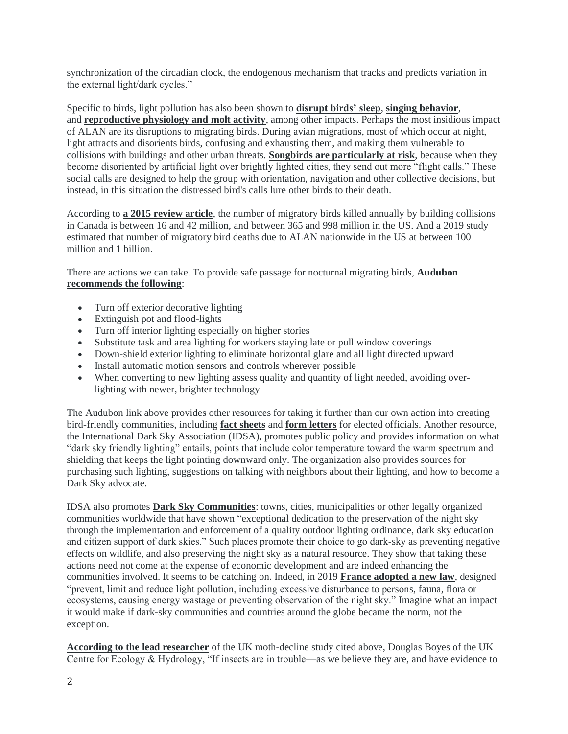synchronization of the circadian clock, the endogenous mechanism that tracks and predicts variation in the external light/dark cycles."

Specific to birds, light pollution has also been shown to **disrupt birds' sleep**, **singing behavior**, and **reproductive physiology and molt activity**, among other impacts. Perhaps the most insidious impact of ALAN are its disruptions to migrating birds. During avian migrations, most of which occur at night, light attracts and disorients birds, confusing and exhausting them, and making them vulnerable to collisions with buildings and other urban threats. **Songbirds are particularly at risk**, because when they become disoriented by artificial light over brightly lighted cities, they send out more "flight calls." These social calls are designed to help the group with orientation, navigation and other collective decisions, but instead, in this situation the distressed bird's calls lure other birds to their death.

According to **a 2015 review article**, the number of migratory birds killed annually by building collisions in Canada is between 16 and 42 million, and between 365 and 998 million in the US. And a 2019 study estimated that number of migratory bird deaths due to ALAN nationwide in the US at between 100 million and 1 billion.

There are actions we can take. To provide safe passage for nocturnal migrating birds, **Audubon recommends the following**:

- Turn off exterior decorative lighting
- Extinguish pot and flood-lights
- Turn off interior lighting especially on higher stories
- Substitute task and area lighting for workers staying late or pull window coverings
- Down-shield exterior lighting to eliminate horizontal glare and all light directed upward
- Install automatic motion sensors and controls wherever possible
- When converting to new lighting assess quality and quantity of light needed, avoiding over-lighting with newer, brighter technology

The Audubon link above provides other resources for taking it further than our own action into creating bird-friendly communities, including **fact sheets** and **form letters** for elected officials. Another resource, the International Dark Sky Association (IDSA), promotes public policy and provides information on what "dark sky friendly lighting" entails, points that include color temperature toward the warm spectrum and shielding that keeps the light pointing downward only. The organization also provides sources for purchasing such lighting, suggestions on talking with neighbors about their lighting, and how to become a Dark Sky advocate.

IDSA also promotes **Dark Sky Communities**: towns, cities, municipalities or other legally organized communities worldwide that have shown "exceptional dedication to the preservation of the night sky through the implementation and enforcement of a quality outdoor lighting ordinance, dark sky education and citizen support of dark skies." Such places promote their choice to go dark-sky as preventing negative effects on wildlife, and also preserving the night sky as a natural resource. They show that taking these actions need not come at the expense of economic development and are indeed enhancing the communities involved. It seems to be catching on. Indeed, in 2019 **France adopted a new law**, designed "prevent, limit and reduce light pollution, including excessive disturbance to persons, fauna, flora or ecosystems, causing energy wastage or preventing observation of the night sky." Imagine what an impact it would make if dark-sky communities and countries around the globe became the norm, not the exception.

**According to the lead researcher** of the UK moth-decline study cited above, Douglas Boyes of the UK Centre for Ecology & Hydrology, "If insects are in trouble—as we believe they are, and have evidence to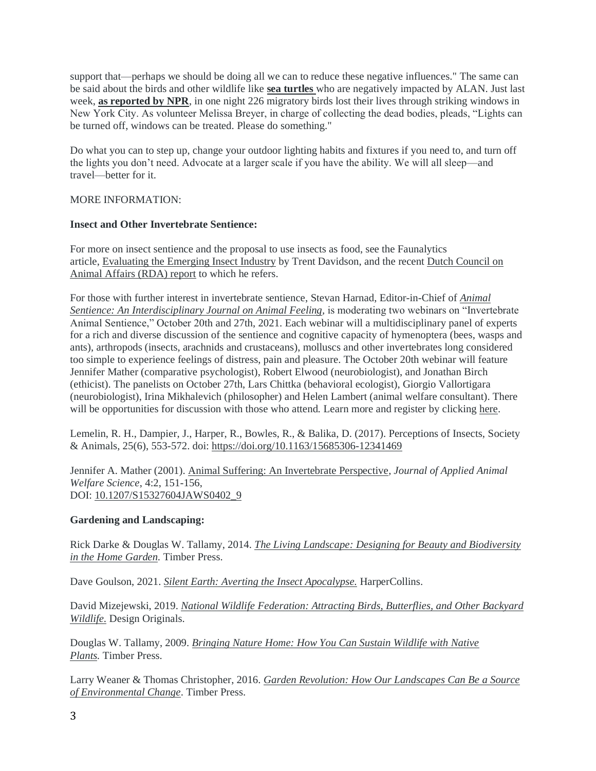support that—perhaps we should be doing all we can to reduce these negative influences." The same can be said about the birds and other wildlife like **sea turtles** who are negatively impacted by ALAN. Just last week, **as reported by NPR**, in one night 226 migratory birds lost their lives through striking windows in New York City. As volunteer Melissa Breyer, in charge of collecting the dead bodies, pleads, "Lights can be turned off, windows can be treated. Please do something."

Do what you can to step up, change your outdoor lighting habits and fixtures if you need to, and turn off the lights you don't need. Advocate at a larger scale if you have the ability. We will all sleep—and travel—better for it.

MORE INFORMATION:

**Insect and Other Invertebrate Sentience:**

For more on insect sentience and the proposal to use insects as food, see the Faunalytics article, Evaluating the Emerging Insect Industry by Trent Davidson, and the recent Dutch Council on Animal Affairs (RDA) report to which he refers.

For those with further interest in invertebrate sentience, Stevan Harnad, Editor-in-Chief of *Animal Sentience: An Interdisciplinary Journal on Animal Feeling*, is moderating two webinars on "Invertebrate Animal Sentience," October 20th and 27th, 2021. Each webinar will a multidisciplinary panel of experts for a rich and diverse discussion of the sentience and cognitive capacity of hymenoptera (bees, wasps and ants), arthropods (insects, arachnids and crustaceans), molluscs and other invertebrates long considered too simple to experience feelings of distress, pain and pleasure. The October 20th webinar will feature Jennifer Mather (comparative psychologist), Robert Elwood (neurobiologist), and Jonathan Birch (ethicist). The panelists on October 27th, Lars Chittka (behavioral ecologist), Giorgio Vallortigara (neurobiologist), Irina Mikhalevich (philosopher) and Helen Lambert (animal welfare consultant). There will be opportunities for discussion with those who attend. Learn more and register by clicking here.

Lemelin, R. H., Dampier, J., Harper, R., Bowles, R., & Balika, D. (2017). Perceptions of Insects, Society & Animals, 25(6), 553-572. doi: https://doi.org/10.1163/15685306-12341469

Jennifer A. Mather (2001). Animal Suffering: An Invertebrate Perspective, *Journal of Applied Animal Welfare Science*, 4:2, 151-156, DOI: 10.1207/S15327604JAWS0402_9

**Gardening and Landscaping:**

Rick Darke & Douglas W. Tallamy, 2014. *The Living Landscape: Designing for Beauty and Biodiversity in the Home Garden.* Timber Press.

Dave Goulson, 2021. *Silent Earth: Averting the Insect Apocalypse.* HarperCollins.

David Mizejewski, 2019. *National Wildlife Federation: Attracting Birds, Butterflies, and Other Backyard Wildlife.* Design Originals.

Douglas W. Tallamy, 2009. *Bringing Nature Home: How You Can Sustain Wildlife with Native Plants.* Timber Press.

Larry Weaner & Thomas Christopher, 2016. *Garden Revolution: How Our Landscapes Can Be a Source of Environmental Change*. Timber Press.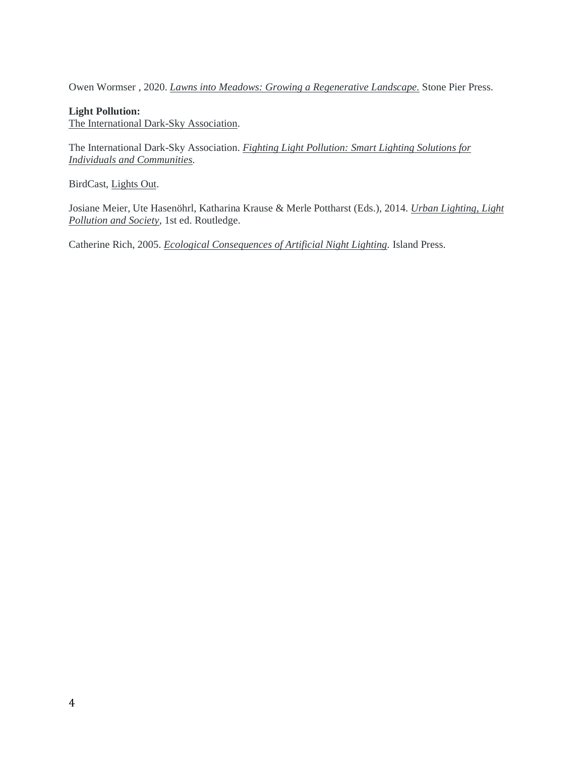Owen Wormser , 2020. *Lawns into Meadows: Growing a Regenerative Landscape.* Stone Pier Press.

**Light Pollution:**
The International Dark-Sky Association.

The International Dark-Sky Association. *Fighting Light Pollution: Smart Lighting Solutions for Individuals and Communities.*

BirdCast, Lights Out.

Josiane Meier, Ute Hasenöhrl, Katharina Krause & Merle Pottharst (Eds.), 2014. *Urban Lighting, Light Pollution and Society*, 1st ed. Routledge.

Catherine Rich, 2005. *Ecological Consequences of Artificial Night Lighting.* Island Press.